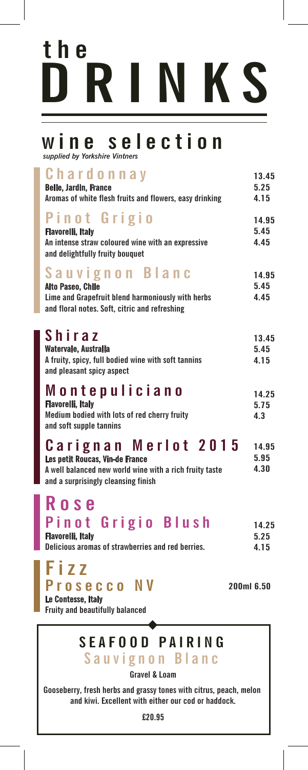# the DRINKS

## wine selection

*supplied by Yorkshire Vintners*

### Chardonnay

**Belle, Jardin, France**
Aromas of white flesh fruits and flowers, easy drinking

13.45
5.25
4.15

### Pinot Grigio

**Flavorelli, Italy**
An intense straw coloured wine with an expressive and delightfully fruity bouquet

14.95
5.45
4.45

### Sauvignon Blanc

**Alto Paseo, Chile**
Lime and Grapefruit blend harmoniously with herbs and floral notes. Soft, citric and refreshing

14.95
5.45
4.45

### Shiraz

**Watervale, Australia**
A fruity, spicy, full bodied wine with soft tannins and pleasant spicy aspect

13.45
5.45
4.15

### Montepuliciano

**Flavorelli, Italy**
Medium bodied with lots of red cherry fruity and soft supple tannins

14.25
5.75
4.3

### Carignan Merlot 2015

**Les petit Roucas, Vin-de France**
A well balanced new world wine with a rich fruity taste and a surprisingly cleansing finish

14.95
5.95
4.30

## Rose

### Pinot Grigio Blush

**Flavorelli, Italy**
Delicious aromas of strawberries and red berries.

14.25
5.25
4.15

## Fizz

### Prosecco NV

200ml 6.50

**Le Contesse, Italy**
Fruity and beautifully balanced

## SEAFOOD PAIRING

### Sauvignon Blanc

**Gravel & Loam**

Gooseberry, fresh herbs and grassy tones with citrus, peach, melon and kiwi. Excellent with either our cod or haddock.

**£20.95**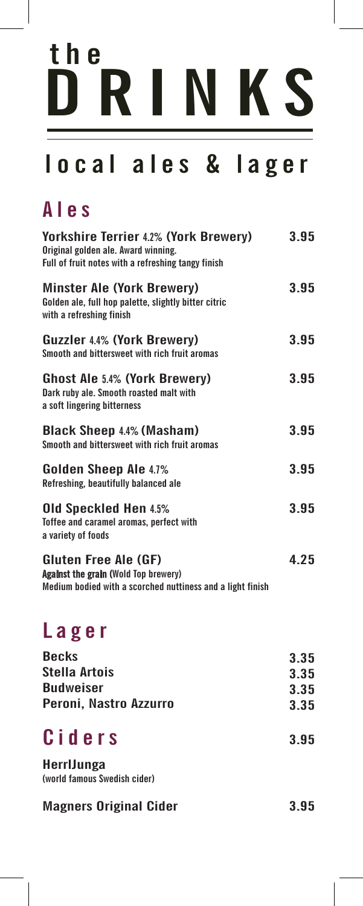# the DRINKS

## local ales & lager

### Ales

**Yorkshire Terrier** 4.2% **(York Brewery)** 3.95
Original golden ale. Award winning.
Full of fruit notes with a refreshing tangy finish

**Minster Ale (York Brewery)** 3.95
Golden ale, full hop palette, slightly bitter citric with a refreshing finish

**Guzzler** 4.4% **(York Brewery)** 3.95
Smooth and bittersweet with rich fruit aromas

**Ghost Ale** 5.4% **(York Brewery)** 3.95
Dark ruby ale. Smooth roasted malt with a soft lingering bitterness

**Black Sheep** 4.4% **(Masham)** 3.95
Smooth and bittersweet with rich fruit aromas

**Golden Sheep Ale** 4.7% 3.95
Refreshing, beautifully balanced ale

**Old Speckled Hen** 4.5% 3.95
Toffee and caramel aromas, perfect with a variety of foods

**Gluten Free Ale (GF)** 4.25
Against the grain (Wold Top brewery)
Medium bodied with a scorched nuttiness and a light finish

### Lager

| | |
|---|---|
| **Becks** | 3.35 |
| **Stella Artois** | 3.35 |
| **Budweiser** | 3.35 |
| **Peroni, Nastro Azzurro** | 3.35 |

### Ciders 3.95

**HerrlJunga**
(world famous Swedish cider)

**Magners Original Cider** 3.95